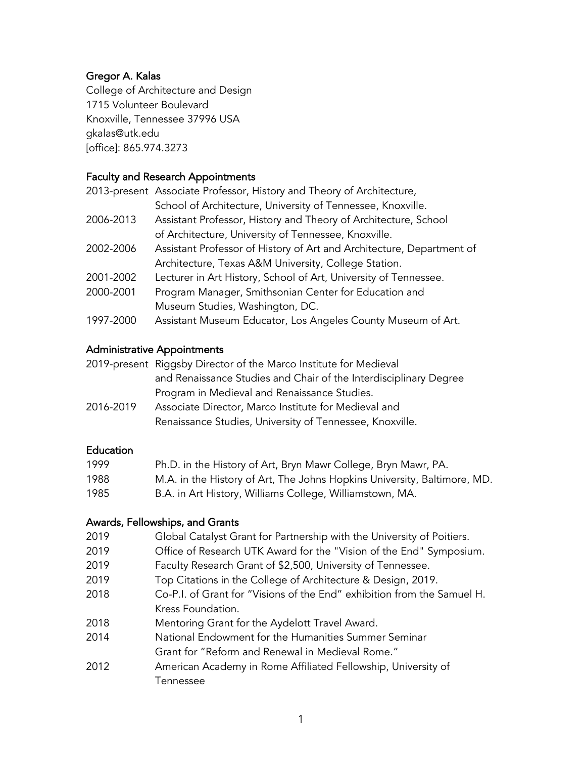# Gregor A. Kalas

College of Architecture and Design
1715 Volunteer Boulevard
Knoxville, Tennessee 37996 USA
gkalas@utk.edu
[office]: 865.974.3273

## Faculty and Research Appointments

| | |
|---|---|
| 2013-present | Associate Professor, History and Theory of Architecture, School of Architecture, University of Tennessee, Knoxville. |
| 2006-2013 | Assistant Professor, History and Theory of Architecture, School of Architecture, University of Tennessee, Knoxville. |
| 2002-2006 | Assistant Professor of History of Art and Architecture, Department of Architecture, Texas A&M University, College Station. |
| 2001-2002 | Lecturer in Art History, School of Art, University of Tennessee. |
| 2000-2001 | Program Manager, Smithsonian Center for Education and Museum Studies, Washington, DC. |
| 1997-2000 | Assistant Museum Educator, Los Angeles County Museum of Art. |

## Administrative Appointments

| | |
|---|---|
| 2019-present | Riggsby Director of the Marco Institute for Medieval and Renaissance Studies and Chair of the Interdisciplinary Degree Program in Medieval and Renaissance Studies. |
| 2016-2019 | Associate Director, Marco Institute for Medieval and Renaissance Studies, University of Tennessee, Knoxville. |

## Education

| | |
|---|---|
| 1999 | Ph.D. in the History of Art, Bryn Mawr College, Bryn Mawr, PA. |
| 1988 | M.A. in the History of Art, The Johns Hopkins University, Baltimore, MD. |
| 1985 | B.A. in Art History, Williams College, Williamstown, MA. |

## Awards, Fellowships, and Grants

| | |
|---|---|
| 2019 | Global Catalyst Grant for Partnership with the University of Poitiers. |
| 2019 | Office of Research UTK Award for the "Vision of the End" Symposium. |
| 2019 | Faculty Research Grant of $2,500, University of Tennessee. |
| 2019 | Top Citations in the College of Architecture & Design, 2019. |
| 2018 | Co-P.I. of Grant for "Visions of the End" exhibition from the Samuel H. Kress Foundation. |
| 2018 | Mentoring Grant for the Aydelott Travel Award. |
| 2014 | National Endowment for the Humanities Summer Seminar Grant for "Reform and Renewal in Medieval Rome." |
| 2012 | American Academy in Rome Affiliated Fellowship, University of Tennessee |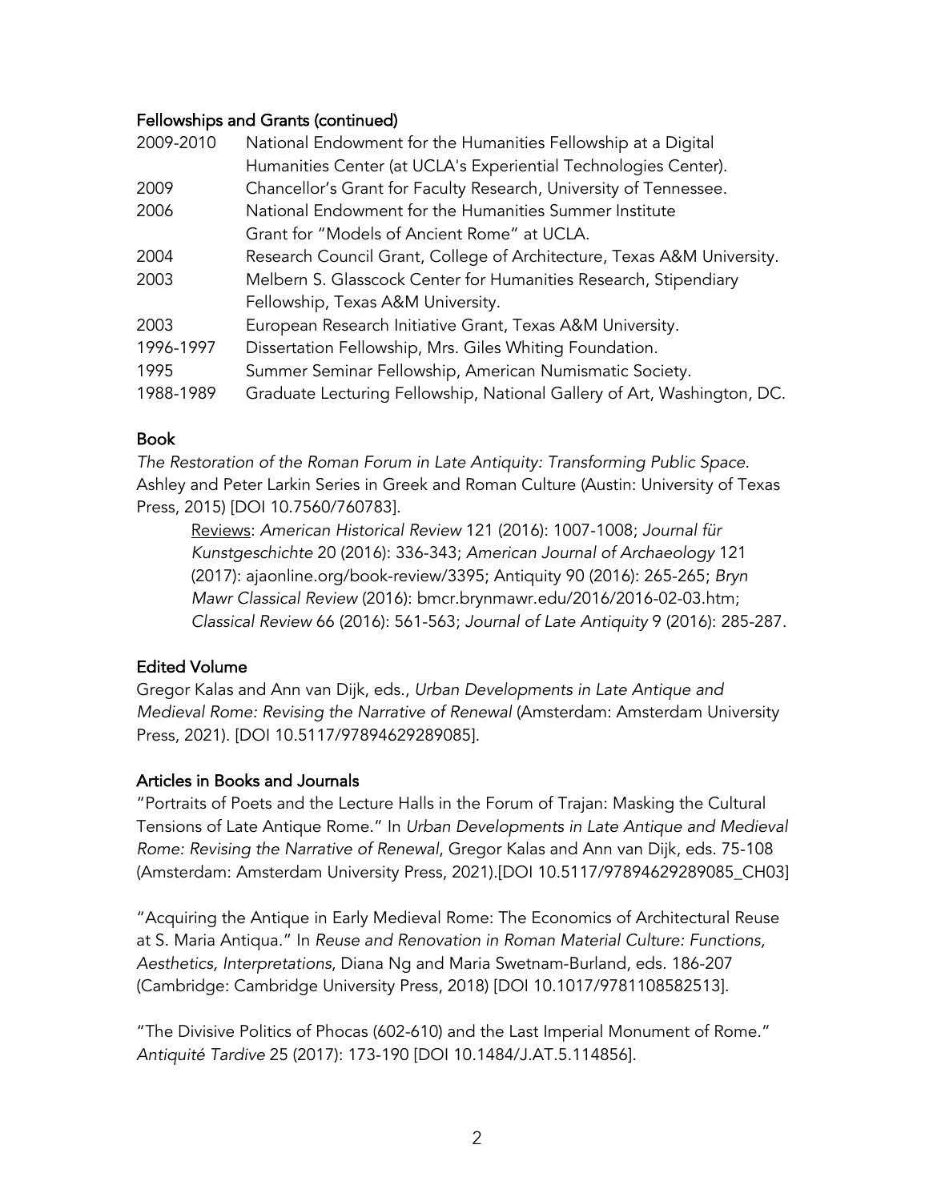## Fellowships and Grants (continued)

| | |
|---|---|
| 2009-2010 | National Endowment for the Humanities Fellowship at a Digital Humanities Center (at UCLA's Experiential Technologies Center). |
| 2009 | Chancellor's Grant for Faculty Research, University of Tennessee. |
| 2006 | National Endowment for the Humanities Summer Institute Grant for "Models of Ancient Rome" at UCLA. |
| 2004 | Research Council Grant, College of Architecture, Texas A&M University. |
| 2003 | Melbern S. Glasscock Center for Humanities Research, Stipendiary Fellowship, Texas A&M University. |
| 2003 | European Research Initiative Grant, Texas A&M University. |
| 1996-1997 | Dissertation Fellowship, Mrs. Giles Whiting Foundation. |
| 1995 | Summer Seminar Fellowship, American Numismatic Society. |
| 1988-1989 | Graduate Lecturing Fellowship, National Gallery of Art, Washington, DC. |

## Book

*The Restoration of the Roman Forum in Late Antiquity: Transforming Public Space.* Ashley and Peter Larkin Series in Greek and Roman Culture (Austin: University of Texas Press, 2015) [DOI 10.7560/760783].

> Reviews: *American Historical Review* 121 (2016): 1007-1008; *Journal für Kunstgeschichte* 20 (2016): 336-343; *American Journal of Archaeology* 121 (2017): ajaonline.org/book-review/3395; Antiquity 90 (2016): 265-265; *Bryn Mawr Classical Review* (2016): bmcr.brynmawr.edu/2016/2016-02-03.htm; *Classical Review* 66 (2016): 561-563; *Journal of Late Antiquity* 9 (2016): 285-287.

## Edited Volume

Gregor Kalas and Ann van Dijk, eds., *Urban Developments in Late Antique and Medieval Rome: Revising the Narrative of Renewal* (Amsterdam: Amsterdam University Press, 2021). [DOI 10.5117/97894629289085].

## Articles in Books and Journals

"Portraits of Poets and the Lecture Halls in the Forum of Trajan: Masking the Cultural Tensions of Late Antique Rome." In *Urban Developments in Late Antique and Medieval Rome: Revising the Narrative of Renewal*, Gregor Kalas and Ann van Dijk, eds. 75-108 (Amsterdam: Amsterdam University Press, 2021).[DOI 10.5117/97894629289085_CH03]

"Acquiring the Antique in Early Medieval Rome: The Economics of Architectural Reuse at S. Maria Antiqua." In *Reuse and Renovation in Roman Material Culture: Functions, Aesthetics, Interpretations*, Diana Ng and Maria Swetnam-Burland, eds. 186-207 (Cambridge: Cambridge University Press, 2018) [DOI 10.1017/9781108582513].

"The Divisive Politics of Phocas (602-610) and the Last Imperial Monument of Rome." *Antiquité Tardive* 25 (2017): 173-190 [DOI 10.1484/J.AT.5.114856].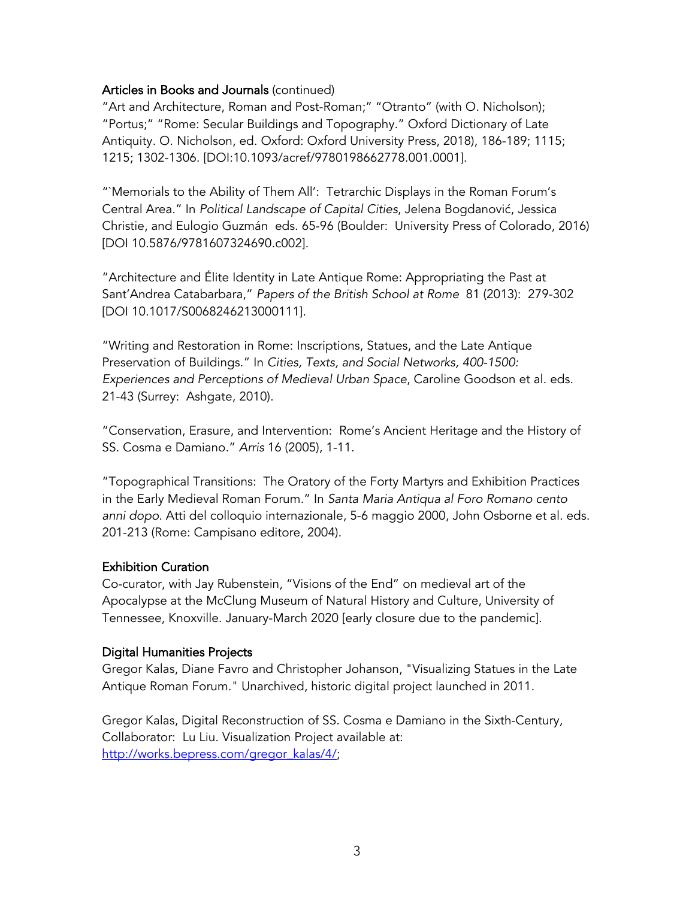### Articles in Books and Journals (continued)

"Art and Architecture, Roman and Post-Roman;" "Otranto" (with O. Nicholson); "Portus;" "Rome: Secular Buildings and Topography." Oxford Dictionary of Late Antiquity. O. Nicholson, ed. Oxford: Oxford University Press, 2018), 186-189; 1115; 1215; 1302-1306. [DOI:10.1093/acref/9780198662778.001.0001].

"`Memorials to the Ability of Them All': Tetrarchic Displays in the Roman Forum's Central Area." In *Political Landscape of Capital Cities*, Jelena Bogdanović, Jessica Christie, and Eulogio Guzmán eds. 65-96 (Boulder: University Press of Colorado, 2016) [DOI 10.5876/9781607324690.c002].

"Architecture and Élite Identity in Late Antique Rome: Appropriating the Past at Sant'Andrea Catabarbara," *Papers of the British School at Rome* 81 (2013): 279-302 [DOI 10.1017/S0068246213000111].

"Writing and Restoration in Rome: Inscriptions, Statues, and the Late Antique Preservation of Buildings." In *Cities, Texts, and Social Networks, 400-1500: Experiences and Perceptions of Medieval Urban Space*, Caroline Goodson et al. eds. 21-43 (Surrey: Ashgate, 2010).

"Conservation, Erasure, and Intervention: Rome's Ancient Heritage and the History of SS. Cosma e Damiano." *Arris* 16 (2005), 1-11.

"Topographical Transitions: The Oratory of the Forty Martyrs and Exhibition Practices in the Early Medieval Roman Forum." In *Santa Maria Antiqua al Foro Romano cento anni dopo*. Atti del colloquio internazionale, 5-6 maggio 2000, John Osborne et al. eds. 201-213 (Rome: Campisano editore, 2004).

### Exhibition Curation

Co-curator, with Jay Rubenstein, "Visions of the End" on medieval art of the Apocalypse at the McClung Museum of Natural History and Culture, University of Tennessee, Knoxville. January-March 2020 [early closure due to the pandemic].

### Digital Humanities Projects

Gregor Kalas, Diane Favro and Christopher Johanson, "Visualizing Statues in the Late Antique Roman Forum." Unarchived, historic digital project launched in 2011.

Gregor Kalas, Digital Reconstruction of SS. Cosma e Damiano in the Sixth-Century, Collaborator: Lu Liu. Visualization Project available at: [http://works.bepress.com/gregor_kalas/4/](http://works.bepress.com/gregor_kalas/4/);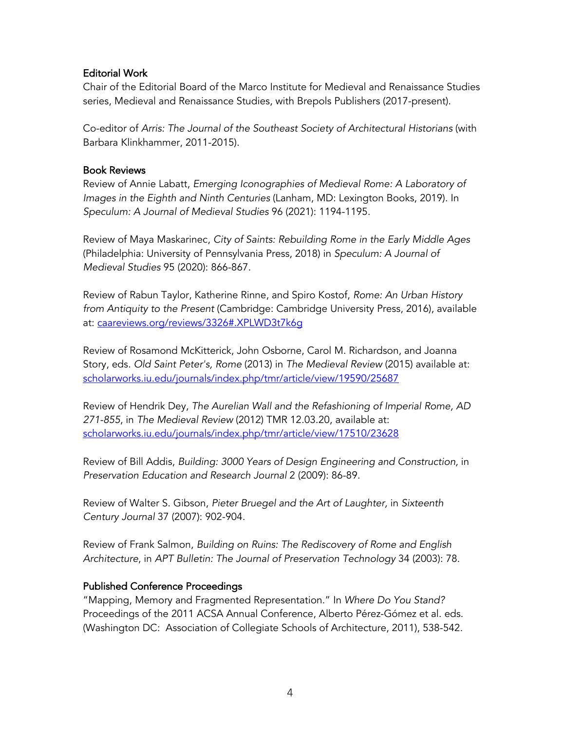## Editorial Work

Chair of the Editorial Board of the Marco Institute for Medieval and Renaissance Studies series, Medieval and Renaissance Studies, with Brepols Publishers (2017-present).

Co-editor of *Arris: The Journal of the Southeast Society of Architectural Historians* (with Barbara Klinkhammer, 2011-2015).

## Book Reviews

Review of Annie Labatt, *Emerging Iconographies of Medieval Rome: A Laboratory of Images in the Eighth and Ninth Centuries* (Lanham, MD: Lexington Books, 2019). In *Speculum: A Journal of Medieval Studies* 96 (2021): 1194-1195.

Review of Maya Maskarinec, *City of Saints: Rebuilding Rome in the Early Middle Ages* (Philadelphia: University of Pennsylvania Press, 2018) in *Speculum: A Journal of Medieval Studies* 95 (2020): 866-867.

Review of Rabun Taylor, Katherine Rinne, and Spiro Kostof, *Rome: An Urban History from Antiquity to the Present* (Cambridge: Cambridge University Press, 2016), available at: [caareviews.org/reviews/3326#.XPLWD3t7k6g](caareviews.org/reviews/3326#.XPLWD3t7k6g)

Review of Rosamond McKitterick, John Osborne, Carol M. Richardson, and Joanna Story, eds. *Old Saint Peter's, Rome* (2013) in *The Medieval Review* (2015) available at: [scholarworks.iu.edu/journals/index.php/tmr/article/view/19590/25687](scholarworks.iu.edu/journals/index.php/tmr/article/view/19590/25687)

Review of Hendrik Dey, *The Aurelian Wall and the Refashioning of Imperial Rome, AD 271-855*, in *The Medieval Review* (2012) TMR 12.03.20, available at: [scholarworks.iu.edu/journals/index.php/tmr/article/view/17510/23628](scholarworks.iu.edu/journals/index.php/tmr/article/view/17510/23628)

Review of Bill Addis, *Building: 3000 Years of Design Engineering and Construction,* in *Preservation Education and Research Journal* 2 (2009): 86-89.

Review of Walter S. Gibson, *Pieter Bruegel and the Art of Laughter,* in *Sixteenth Century Journal* 37 (2007): 902-904.

Review of Frank Salmon, *Building on Ruins: The Rediscovery of Rome and English Architecture*, in *APT Bulletin: The Journal of Preservation Technology* 34 (2003): 78.

## Published Conference Proceedings

"Mapping, Memory and Fragmented Representation." In *Where Do You Stand?* Proceedings of the 2011 ACSA Annual Conference, Alberto Pérez-Gómez et al. eds. (Washington DC: Association of Collegiate Schools of Architecture, 2011), 538-542.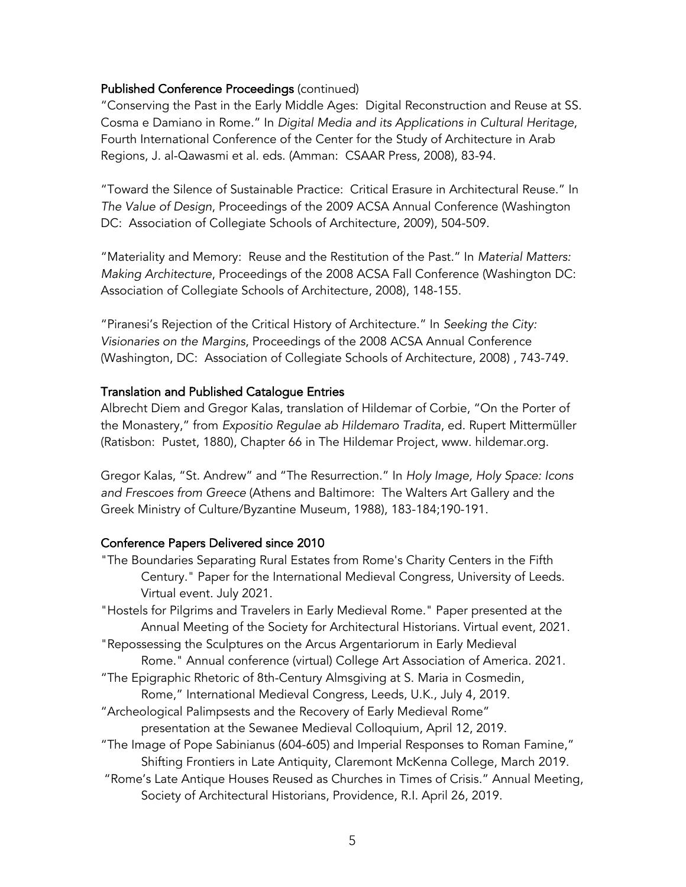### Published Conference Proceedings (continued)

"Conserving the Past in the Early Middle Ages: Digital Reconstruction and Reuse at SS. Cosma e Damiano in Rome." In *Digital Media and its Applications in Cultural Heritage*, Fourth International Conference of the Center for the Study of Architecture in Arab Regions, J. al-Qawasmi et al. eds. (Amman: CSAAR Press, 2008), 83-94.

"Toward the Silence of Sustainable Practice: Critical Erasure in Architectural Reuse." In *The Value of Design*, Proceedings of the 2009 ACSA Annual Conference (Washington DC: Association of Collegiate Schools of Architecture, 2009), 504-509.

"Materiality and Memory: Reuse and the Restitution of the Past." In *Material Matters: Making Architecture*, Proceedings of the 2008 ACSA Fall Conference (Washington DC: Association of Collegiate Schools of Architecture, 2008), 148-155.

"Piranesi's Rejection of the Critical History of Architecture." In *Seeking the City: Visionaries on the Margins*, Proceedings of the 2008 ACSA Annual Conference (Washington, DC: Association of Collegiate Schools of Architecture, 2008) , 743-749.

### Translation and Published Catalogue Entries

Albrecht Diem and Gregor Kalas, translation of Hildemar of Corbie, "On the Porter of the Monastery," from *Expositio Regulae ab Hildemaro Tradita*, ed. Rupert Mittermüller (Ratisbon: Pustet, 1880), Chapter 66 in The Hildemar Project, www. hildemar.org.

Gregor Kalas, "St. Andrew" and "The Resurrection." In *Holy Image, Holy Space: Icons and Frescoes from Greece* (Athens and Baltimore: The Walters Art Gallery and the Greek Ministry of Culture/Byzantine Museum, 1988), 183-184;190-191.

### Conference Papers Delivered since 2010

"The Boundaries Separating Rural Estates from Rome's Charity Centers in the Fifth Century." Paper for the International Medieval Congress, University of Leeds. Virtual event. July 2021.

"Hostels for Pilgrims and Travelers in Early Medieval Rome." Paper presented at the Annual Meeting of the Society for Architectural Historians. Virtual event, 2021.

"Repossessing the Sculptures on the Arcus Argentariorum in Early Medieval Rome." Annual conference (virtual) College Art Association of America. 2021.

"The Epigraphic Rhetoric of 8th-Century Almsgiving at S. Maria in Cosmedin, Rome," International Medieval Congress, Leeds, U.K., July 4, 2019.

"Archeological Palimpsests and the Recovery of Early Medieval Rome" presentation at the Sewanee Medieval Colloquium, April 12, 2019.

"The Image of Pope Sabinianus (604-605) and Imperial Responses to Roman Famine," Shifting Frontiers in Late Antiquity, Claremont McKenna College, March 2019.

"Rome's Late Antique Houses Reused as Churches in Times of Crisis." Annual Meeting, Society of Architectural Historians, Providence, R.I. April 26, 2019.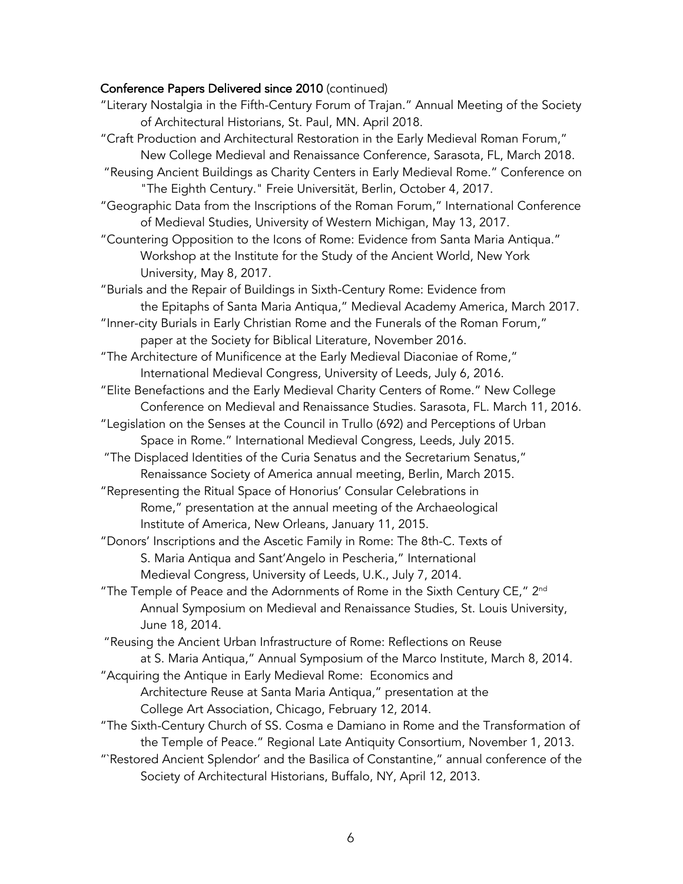**Conference Papers Delivered since 2010** (continued)

"Literary Nostalgia in the Fifth-Century Forum of Trajan." Annual Meeting of the Society of Architectural Historians, St. Paul, MN. April 2018.

"Craft Production and Architectural Restoration in the Early Medieval Roman Forum," New College Medieval and Renaissance Conference, Sarasota, FL, March 2018.

"Reusing Ancient Buildings as Charity Centers in Early Medieval Rome." Conference on "The Eighth Century." Freie Universität, Berlin, October 4, 2017.

"Geographic Data from the Inscriptions of the Roman Forum," International Conference of Medieval Studies, University of Western Michigan, May 13, 2017.

"Countering Opposition to the Icons of Rome: Evidence from Santa Maria Antiqua." Workshop at the Institute for the Study of the Ancient World, New York University, May 8, 2017.

"Burials and the Repair of Buildings in Sixth-Century Rome: Evidence from the Epitaphs of Santa Maria Antiqua," Medieval Academy America, March 2017.

"Inner-city Burials in Early Christian Rome and the Funerals of the Roman Forum," paper at the Society for Biblical Literature, November 2016.

"The Architecture of Munificence at the Early Medieval Diaconiae of Rome," International Medieval Congress, University of Leeds, July 6, 2016.

"Elite Benefactions and the Early Medieval Charity Centers of Rome." New College Conference on Medieval and Renaissance Studies. Sarasota, FL. March 11, 2016.

"Legislation on the Senses at the Council in Trullo (692) and Perceptions of Urban Space in Rome." International Medieval Congress, Leeds, July 2015.

"The Displaced Identities of the Curia Senatus and the Secretarium Senatus," Renaissance Society of America annual meeting, Berlin, March 2015.

"Representing the Ritual Space of Honorius' Consular Celebrations in Rome," presentation at the annual meeting of the Archaeological Institute of America, New Orleans, January 11, 2015.

"Donors' Inscriptions and the Ascetic Family in Rome: The 8th-C. Texts of S. Maria Antiqua and Sant'Angelo in Pescheria," International Medieval Congress, University of Leeds, U.K., July 7, 2014.

"The Temple of Peace and the Adornments of Rome in the Sixth Century CE," 2nd Annual Symposium on Medieval and Renaissance Studies, St. Louis University, June 18, 2014.

"Reusing the Ancient Urban Infrastructure of Rome: Reflections on Reuse at S. Maria Antiqua," Annual Symposium of the Marco Institute, March 8, 2014.

"Acquiring the Antique in Early Medieval Rome: Economics and Architecture Reuse at Santa Maria Antiqua," presentation at the College Art Association, Chicago, February 12, 2014.

"The Sixth-Century Church of SS. Cosma e Damiano in Rome and the Transformation of the Temple of Peace." Regional Late Antiquity Consortium, November 1, 2013.

"`Restored Ancient Splendor' and the Basilica of Constantine," annual conference of the Society of Architectural Historians, Buffalo, NY, April 12, 2013.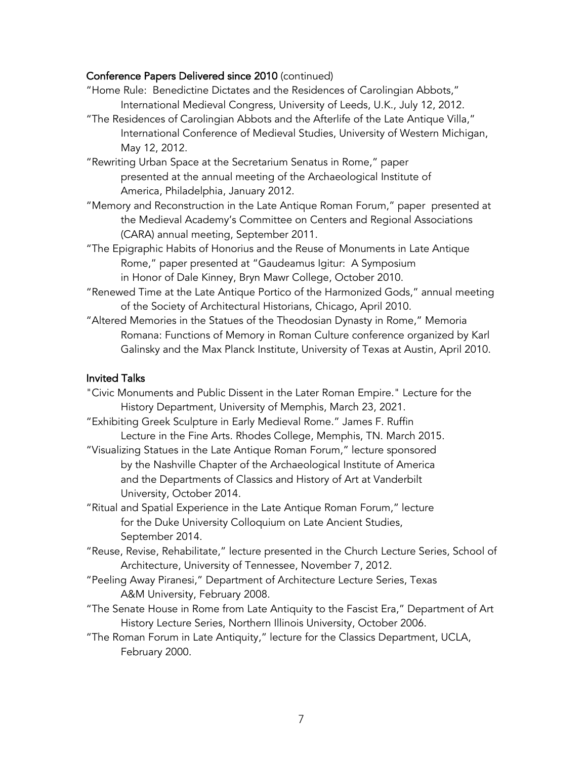## Conference Papers Delivered since 2010 (continued)

“Home Rule: Benedictine Dictates and the Residences of Carolingian Abbots,” International Medieval Congress, University of Leeds, U.K., July 12, 2012.

“The Residences of Carolingian Abbots and the Afterlife of the Late Antique Villa,” International Conference of Medieval Studies, University of Western Michigan, May 12, 2012.

“Rewriting Urban Space at the Secretarium Senatus in Rome,” paper presented at the annual meeting of the Archaeological Institute of America, Philadelphia, January 2012.

“Memory and Reconstruction in the Late Antique Roman Forum,” paper presented at the Medieval Academy’s Committee on Centers and Regional Associations (CARA) annual meeting, September 2011.

“The Epigraphic Habits of Honorius and the Reuse of Monuments in Late Antique Rome,” paper presented at “Gaudeamus Igitur: A Symposium in Honor of Dale Kinney, Bryn Mawr College, October 2010.

“Renewed Time at the Late Antique Portico of the Harmonized Gods,” annual meeting of the Society of Architectural Historians, Chicago, April 2010.

“Altered Memories in the Statues of the Theodosian Dynasty in Rome,” Memoria Romana: Functions of Memory in Roman Culture conference organized by Karl Galinsky and the Max Planck Institute, University of Texas at Austin, April 2010.

## Invited Talks

"Civic Monuments and Public Dissent in the Later Roman Empire." Lecture for the History Department, University of Memphis, March 23, 2021.

“Exhibiting Greek Sculpture in Early Medieval Rome.” James F. Ruffin Lecture in the Fine Arts. Rhodes College, Memphis, TN. March 2015.

“Visualizing Statues in the Late Antique Roman Forum,” lecture sponsored by the Nashville Chapter of the Archaeological Institute of America and the Departments of Classics and History of Art at Vanderbilt University, October 2014.

“Ritual and Spatial Experience in the Late Antique Roman Forum,” lecture for the Duke University Colloquium on Late Ancient Studies, September 2014.

“Reuse, Revise, Rehabilitate,” lecture presented in the Church Lecture Series, School of Architecture, University of Tennessee, November 7, 2012.

“Peeling Away Piranesi,” Department of Architecture Lecture Series, Texas A&M University, February 2008.

“The Senate House in Rome from Late Antiquity to the Fascist Era,” Department of Art History Lecture Series, Northern Illinois University, October 2006.

“The Roman Forum in Late Antiquity,” lecture for the Classics Department, UCLA, February 2000.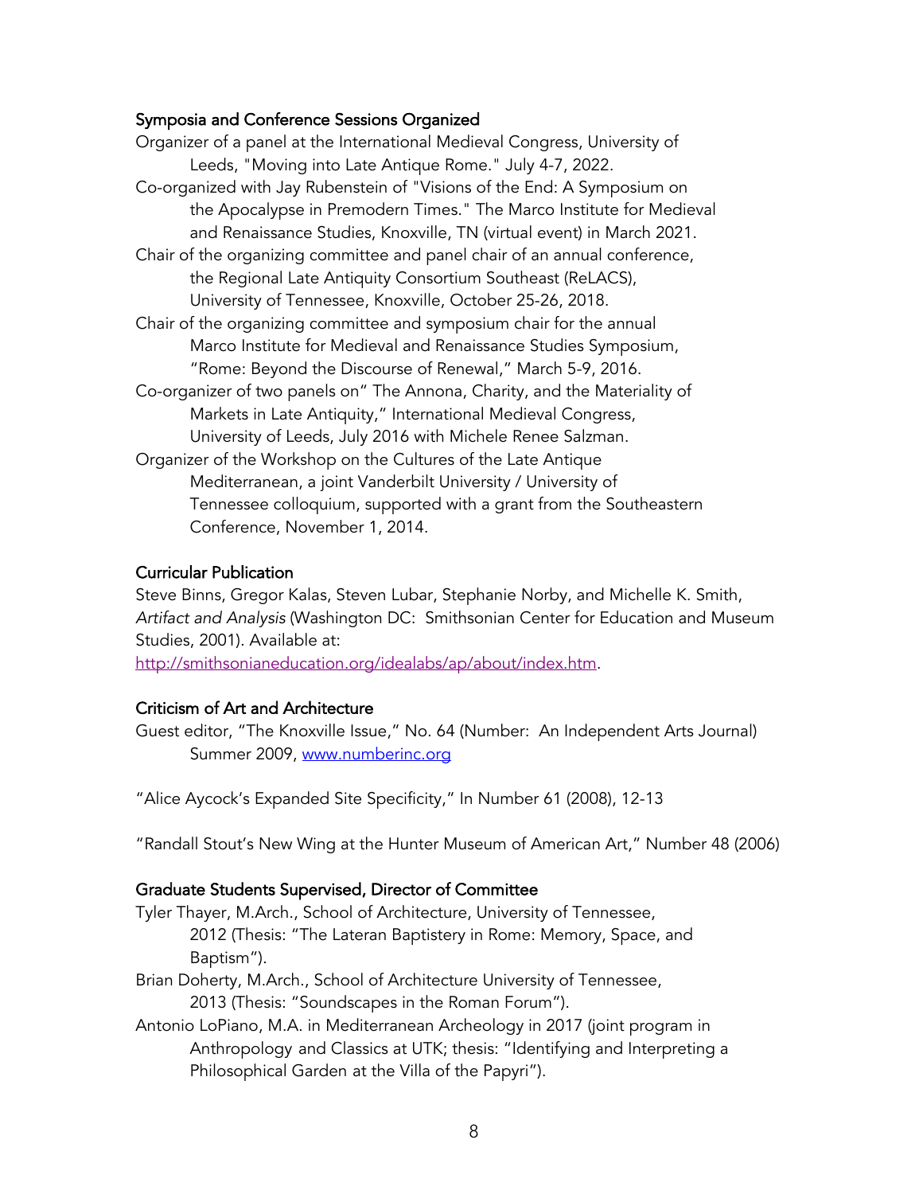## Symposia and Conference Sessions Organized

Organizer of a panel at the International Medieval Congress, University of Leeds, "Moving into Late Antique Rome." July 4-7, 2022.

Co-organized with Jay Rubenstein of "Visions of the End: A Symposium on the Apocalypse in Premodern Times." The Marco Institute for Medieval and Renaissance Studies, Knoxville, TN (virtual event) in March 2021.

Chair of the organizing committee and panel chair of an annual conference, the Regional Late Antiquity Consortium Southeast (ReLACS), University of Tennessee, Knoxville, October 25-26, 2018.

Chair of the organizing committee and symposium chair for the annual Marco Institute for Medieval and Renaissance Studies Symposium, "Rome: Beyond the Discourse of Renewal," March 5-9, 2016.

Co-organizer of two panels on" The Annona, Charity, and the Materiality of Markets in Late Antiquity," International Medieval Congress, University of Leeds, July 2016 with Michele Renee Salzman.

Organizer of the Workshop on the Cultures of the Late Antique Mediterranean, a joint Vanderbilt University / University of Tennessee colloquium, supported with a grant from the Southeastern Conference, November 1, 2014.

## Curricular Publication

Steve Binns, Gregor Kalas, Steven Lubar, Stephanie Norby, and Michelle K. Smith, *Artifact and Analysis* (Washington DC: Smithsonian Center for Education and Museum Studies, 2001). Available at: [http://smithsonianeducation.org/idealabs/ap/about/index.htm](http://smithsonianeducation.org/idealabs/ap/about/index.htm).

## Criticism of Art and Architecture

Guest editor, "The Knoxville Issue," No. 64 (Number: An Independent Arts Journal) Summer 2009, [www.numberinc.org](http://www.numberinc.org)

"Alice Aycock's Expanded Site Specificity," In Number 61 (2008), 12-13

"Randall Stout's New Wing at the Hunter Museum of American Art," Number 48 (2006)

## Graduate Students Supervised, Director of Committee

Tyler Thayer, M.Arch., School of Architecture, University of Tennessee, 2012 (Thesis: "The Lateran Baptistery in Rome: Memory, Space, and Baptism").

Brian Doherty, M.Arch., School of Architecture University of Tennessee, 2013 (Thesis: "Soundscapes in the Roman Forum").

Antonio LoPiano, M.A. in Mediterranean Archeology in 2017 (joint program in Anthropology and Classics at UTK; thesis: "Identifying and Interpreting a Philosophical Garden at the Villa of the Papyri").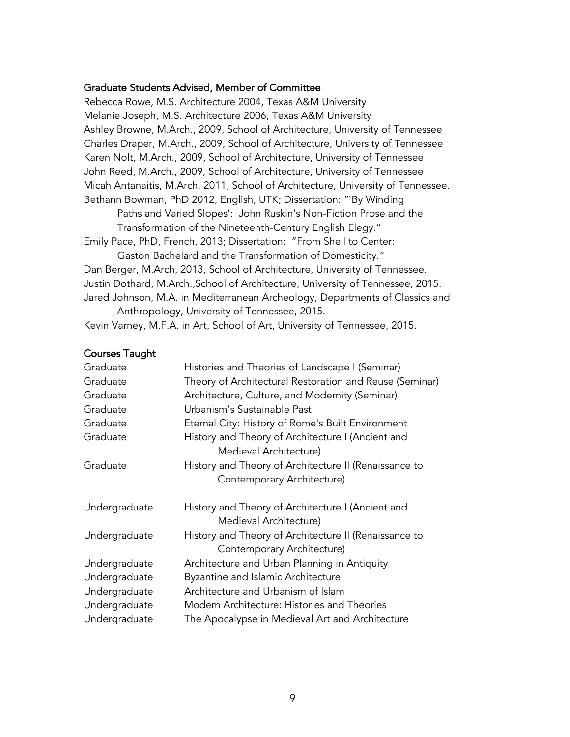### Graduate Students Advised, Member of Committee

Rebecca Rowe, M.S. Architecture 2004, Texas A&M University
Melanie Joseph, M.S. Architecture 2006, Texas A&M University
Ashley Browne, M.Arch., 2009, School of Architecture, University of Tennessee
Charles Draper, M.Arch., 2009, School of Architecture, University of Tennessee
Karen Nolt, M.Arch., 2009, School of Architecture, University of Tennessee
John Reed, M.Arch., 2009, School of Architecture, University of Tennessee
Micah Antanaitis, M.Arch. 2011, School of Architecture, University of Tennessee.
Bethann Bowman, PhD 2012, English, UTK; Dissertation: "`By Winding Paths and Varied Slopes': John Ruskin's Non-Fiction Prose and the Transformation of the Nineteenth-Century English Elegy."
Emily Pace, PhD, French, 2013; Dissertation: "From Shell to Center: Gaston Bachelard and the Transformation of Domesticity."
Dan Berger, M.Arch, 2013, School of Architecture, University of Tennessee.
Justin Dothard, M.Arch.,School of Architecture, University of Tennessee, 2015.
Jared Johnson, M.A. in Mediterranean Archeology, Departments of Classics and Anthropology, University of Tennessee, 2015.
Kevin Varney, M.F.A. in Art, School of Art, University of Tennessee, 2015.

### Courses Taught

| | |
|---|---|
| Graduate | Histories and Theories of Landscape I (Seminar) |
| Graduate | Theory of Architectural Restoration and Reuse (Seminar) |
| Graduate | Architecture, Culture, and Modernity (Seminar) |
| Graduate | Urbanism's Sustainable Past |
| Graduate | Eternal City: History of Rome's Built Environment |
| Graduate | History and Theory of Architecture I (Ancient and Medieval Architecture) |
| Graduate | History and Theory of Architecture II (Renaissance to Contemporary Architecture) |
| Undergraduate | History and Theory of Architecture I (Ancient and Medieval Architecture) |
| Undergraduate | History and Theory of Architecture II (Renaissance to Contemporary Architecture) |
| Undergraduate | Architecture and Urban Planning in Antiquity |
| Undergraduate | Byzantine and Islamic Architecture |
| Undergraduate | Architecture and Urbanism of Islam |
| Undergraduate | Modern Architecture: Histories and Theories |
| Undergraduate | The Apocalypse in Medieval Art and Architecture |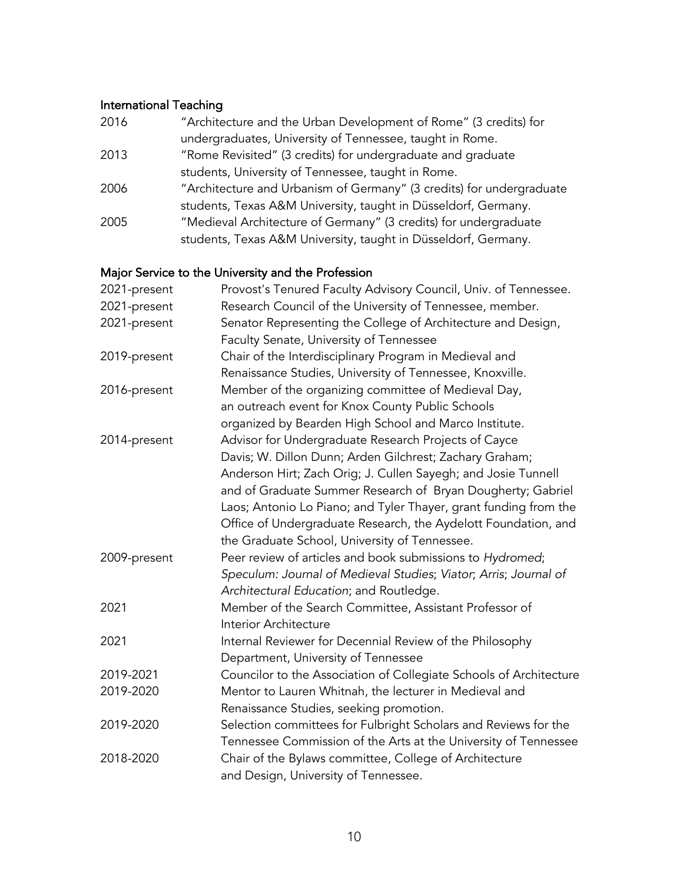## International Teaching

2016 "Architecture and the Urban Development of Rome" (3 credits) for undergraduates, University of Tennessee, taught in Rome.

2013 "Rome Revisited" (3 credits) for undergraduate and graduate students, University of Tennessee, taught in Rome.

2006 "Architecture and Urbanism of Germany" (3 credits) for undergraduate students, Texas A&M University, taught in Düsseldorf, Germany.

2005 "Medieval Architecture of Germany" (3 credits) for undergraduate students, Texas A&M University, taught in Düsseldorf, Germany.

## Major Service to the University and the Profession

2021-present Provost's Tenured Faculty Advisory Council, Univ. of Tennessee.

2021-present Research Council of the University of Tennessee, member.

2021-present Senator Representing the College of Architecture and Design, Faculty Senate, University of Tennessee

2019-present Chair of the Interdisciplinary Program in Medieval and Renaissance Studies, University of Tennessee, Knoxville.

2016-present Member of the organizing committee of Medieval Day, an outreach event for Knox County Public Schools organized by Bearden High School and Marco Institute.

2014-present Advisor for Undergraduate Research Projects of Cayce Davis; W. Dillon Dunn; Arden Gilchrest; Zachary Graham; Anderson Hirt; Zach Orig; J. Cullen Sayegh; and Josie Tunnell and of Graduate Summer Research of Bryan Dougherty; Gabriel Laos; Antonio Lo Piano; and Tyler Thayer, grant funding from the Office of Undergraduate Research, the Aydelott Foundation, and the Graduate School, University of Tennessee.

2009-present Peer review of articles and book submissions to *Hydromed*; *Speculum: Journal of Medieval Studies*; *Viator*; *Arris*; *Journal of Architectural Education*; and Routledge.

2021 Member of the Search Committee, Assistant Professor of Interior Architecture

2021 Internal Reviewer for Decennial Review of the Philosophy Department, University of Tennessee

2019-2021 Councilor to the Association of Collegiate Schools of Architecture

2019-2020 Mentor to Lauren Whitnah, the lecturer in Medieval and Renaissance Studies, seeking promotion.

2019-2020 Selection committees for Fulbright Scholars and Reviews for the Tennessee Commission of the Arts at the University of Tennessee

2018-2020 Chair of the Bylaws committee, College of Architecture and Design, University of Tennessee.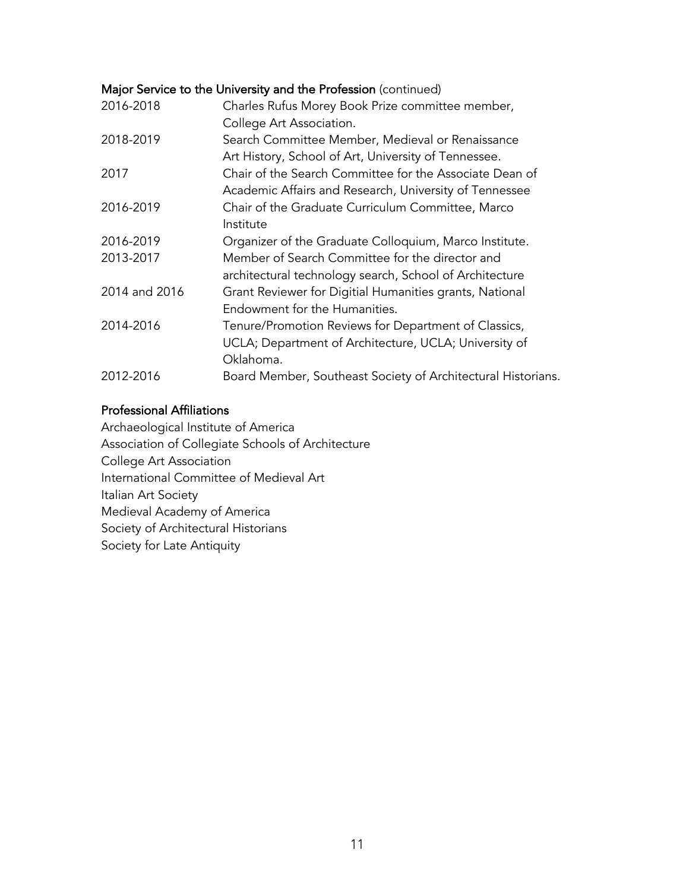**Major Service to the University and the Profession** (continued)

| | |
|---|---|
| 2016-2018 | Charles Rufus Morey Book Prize committee member, College Art Association. |
| 2018-2019 | Search Committee Member, Medieval or Renaissance Art History, School of Art, University of Tennessee. |
| 2017 | Chair of the Search Committee for the Associate Dean of Academic Affairs and Research, University of Tennessee |
| 2016-2019 | Chair of the Graduate Curriculum Committee, Marco Institute |
| 2016-2019 | Organizer of the Graduate Colloquium, Marco Institute. |
| 2013-2017 | Member of Search Committee for the director and architectural technology search, School of Architecture |
| 2014 and 2016 | Grant Reviewer for Digitial Humanities grants, National Endowment for the Humanities. |
| 2014-2016 | Tenure/Promotion Reviews for Department of Classics, UCLA; Department of Architecture, UCLA; University of Oklahoma. |
| 2012-2016 | Board Member, Southeast Society of Architectural Historians. |

**Professional Affiliations**

Archaeological Institute of America
Association of Collegiate Schools of Architecture
College Art Association
International Committee of Medieval Art
Italian Art Society
Medieval Academy of America
Society of Architectural Historians
Society for Late Antiquity